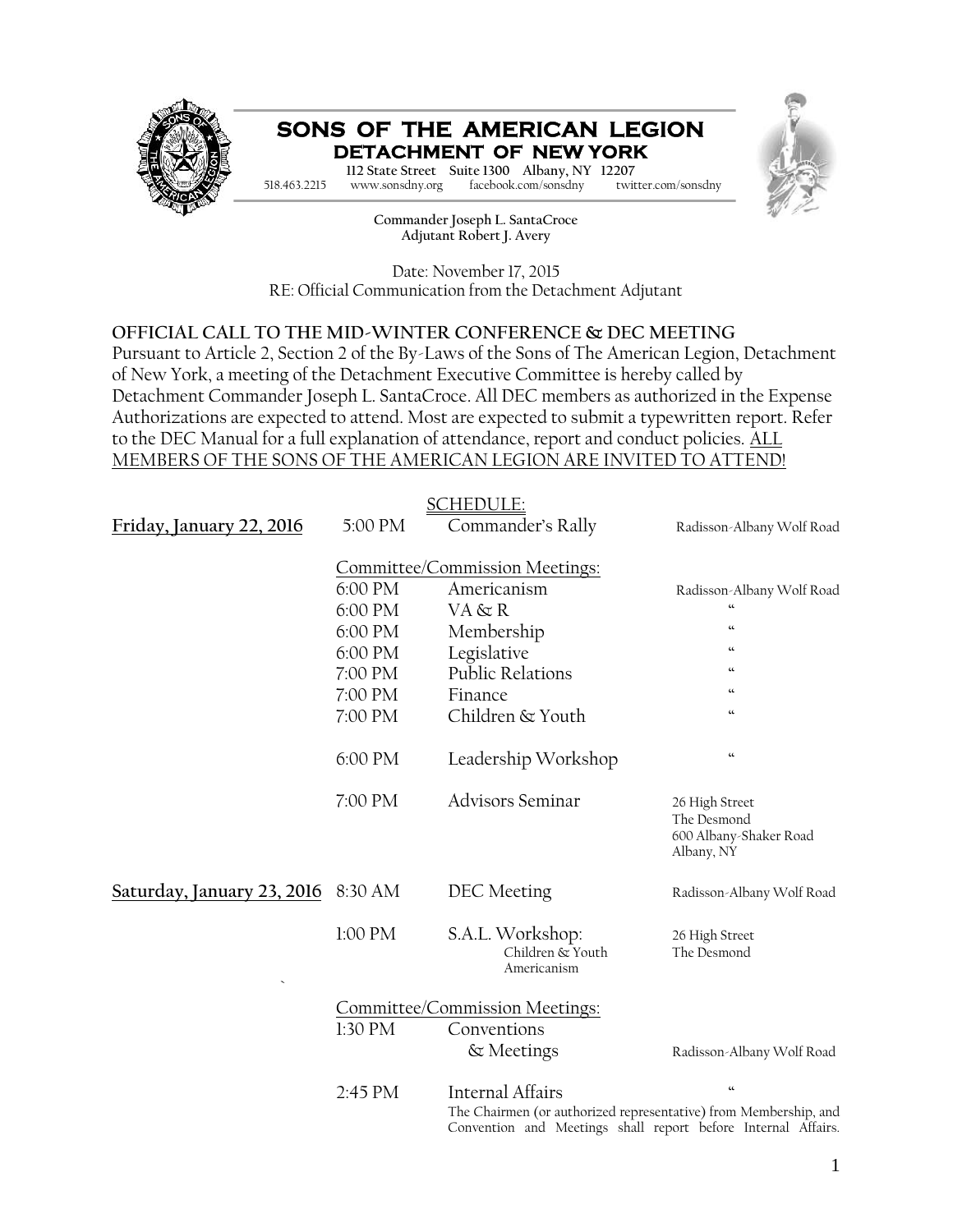# SONS OF THE AMERICAN LEGION
## DETACHMENT OF NEW YORK

112 State Street Suite 1300 Albany, NY 12207
518.463.2215 www.sonsdny.org facebook.com/sonsdny twitter.com/sonsdny

**Commander Joseph L. SantaCroce**
**Adjutant Robert J. Avery**

Date: November 17, 2015
RE: Official Communication from the Detachment Adjutant

**OFFICIAL CALL TO THE MID-WINTER CONFERENCE & DEC MEETING**

Pursuant to Article 2, Section 2 of the By-Laws of the Sons of The American Legion, Detachment of New York, a meeting of the Detachment Executive Committee is hereby called by Detachment Commander Joseph L. SantaCroce. All DEC members as authorized in the Expense Authorizations are expected to attend. Most are expected to submit a typewritten report. Refer to the DEC Manual for a full explanation of attendance, report and conduct policies. ALL MEMBERS OF THE SONS OF THE AMERICAN LEGION ARE INVITED TO ATTEND!

SCHEDULE:

| | | | |
|---|---|---|---|
| **Friday, January 22, 2016** | 5:00 PM | Commander's Rally | Radisson-Albany Wolf Road |
| | | Committee/Commission Meetings: | |
| | 6:00 PM | Americanism | Radisson-Albany Wolf Road |
| | 6:00 PM | VA & R | " |
| | 6:00 PM | Membership | " |
| | 6:00 PM | Legislative | " |
| | 7:00 PM | Public Relations | " |
| | 7:00 PM | Finance | " |
| | 7:00 PM | Children & Youth | " |
| | 6:00 PM | Leadership Workshop | " |
| | 7:00 PM | Advisors Seminar | 26 High Street, The Desmond, 600 Albany-Shaker Road, Albany, NY |
| **Saturday, January 23, 2016** | 8:30 AM | DEC Meeting | Radisson-Albany Wolf Road |
| | 1:00 PM | S.A.L. Workshop: Children & Youth, Americanism | 26 High Street, The Desmond |
| | | Committee/Commission Meetings: | |
| | 1:30 PM | Conventions & Meetings | Radisson-Albany Wolf Road |
| | 2:45 PM | Internal Affairs | " |

The Chairmen (or authorized representative) from Membership, and Convention and Meetings shall report before Internal Affairs.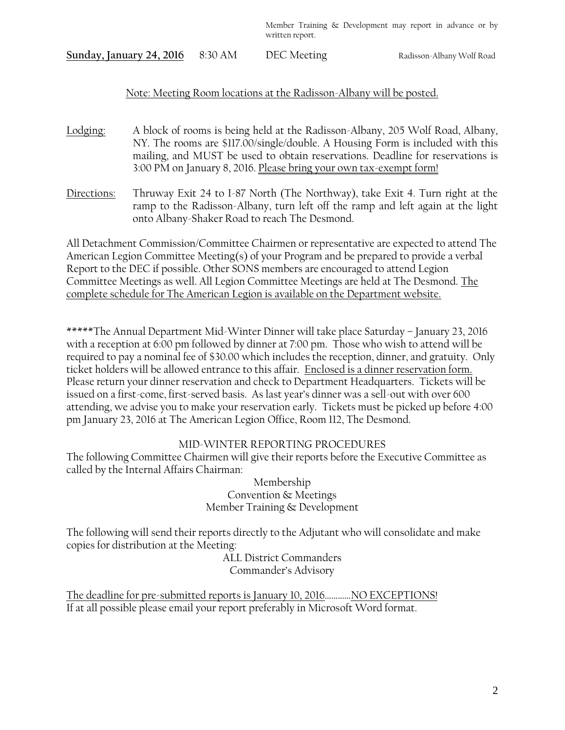Member Training & Development may report in advance or by written report.

**Sunday, January 24, 2016** 8:30 AM DEC Meeting Radisson-Albany Wolf Road

Note: Meeting Room locations at the Radisson-Albany will be posted.

Lodging: A block of rooms is being held at the Radisson-Albany, 205 Wolf Road, Albany, NY. The rooms are $117.00/single/double. A Housing Form is included with this mailing, and MUST be used to obtain reservations. Deadline for reservations is 3:00 PM on January 8, 2016. Please bring your own tax-exempt form!

Directions: Thruway Exit 24 to I-87 North (The Northway), take Exit 4. Turn right at the ramp to the Radisson-Albany, turn left off the ramp and left again at the light onto Albany-Shaker Road to reach The Desmond.

All Detachment Commission/Committee Chairmen or representative are expected to attend The American Legion Committee Meeting(s) of your Program and be prepared to provide a verbal Report to the DEC if possible. Other SONS members are encouraged to attend Legion Committee Meetings as well. All Legion Committee Meetings are held at The Desmond. The complete schedule for The American Legion is available on the Department website.

*****The Annual Department Mid-Winter Dinner will take place Saturday – January 23, 2016 with a reception at 6:00 pm followed by dinner at 7:00 pm. Those who wish to attend will be required to pay a nominal fee of $30.00 which includes the reception, dinner, and gratuity. Only ticket holders will be allowed entrance to this affair. Enclosed is a dinner reservation form. Please return your dinner reservation and check to Department Headquarters. Tickets will be issued on a first-come, first-served basis. As last year's dinner was a sell-out with over 600 attending, we advise you to make your reservation early. Tickets must be picked up before 4:00 pm January 23, 2016 at The American Legion Office, Room 112, The Desmond.

MID-WINTER REPORTING PROCEDURES

The following Committee Chairmen will give their reports before the Executive Committee as called by the Internal Affairs Chairman:

Membership
Convention & Meetings
Member Training & Development

The following will send their reports directly to the Adjutant who will consolidate and make copies for distribution at the Meeting:

ALL District Commanders
Commander's Advisory

The deadline for pre-submitted reports is January 10, 2016............NO EXCEPTIONS!
If at all possible please email your report preferably in Microsoft Word format.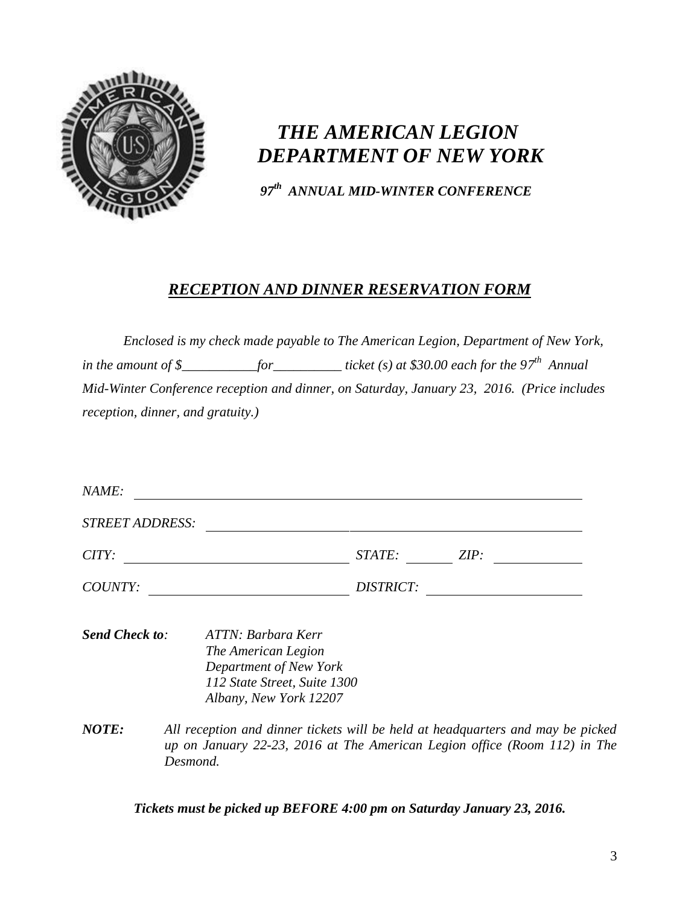# *THE AMERICAN LEGION DEPARTMENT OF NEW YORK*

***97th ANNUAL MID-WINTER CONFERENCE***

## ***RECEPTION AND DINNER RESERVATION FORM***

*Enclosed is my check made payable to The American Legion, Department of New York, in the amount of $___________for__________ ticket (s) at $30.00 each for the 97th Annual Mid-Winter Conference reception and dinner, on Saturday, January 23, 2016. (Price includes reception, dinner, and gratuity.)*

*NAME:* ______________________________________________

*STREET ADDRESS:* ______________________________________________

*CITY:* ______________________ *STATE:* ________ *ZIP:* ____________

*COUNTY:* ______________________ *DISTRICT:* ______________________

***Send Check to:*** *ATTN: Barbara Kerr*
*The American Legion*
*Department of New York*
*112 State Street, Suite 1300*
*Albany, New York 12207*

***NOTE:*** *All reception and dinner tickets will be held at headquarters and may be picked up on January 22-23, 2016 at The American Legion office (Room 112) in The Desmond.*

***Tickets must be picked up BEFORE 4:00 pm on Saturday January 23, 2016.***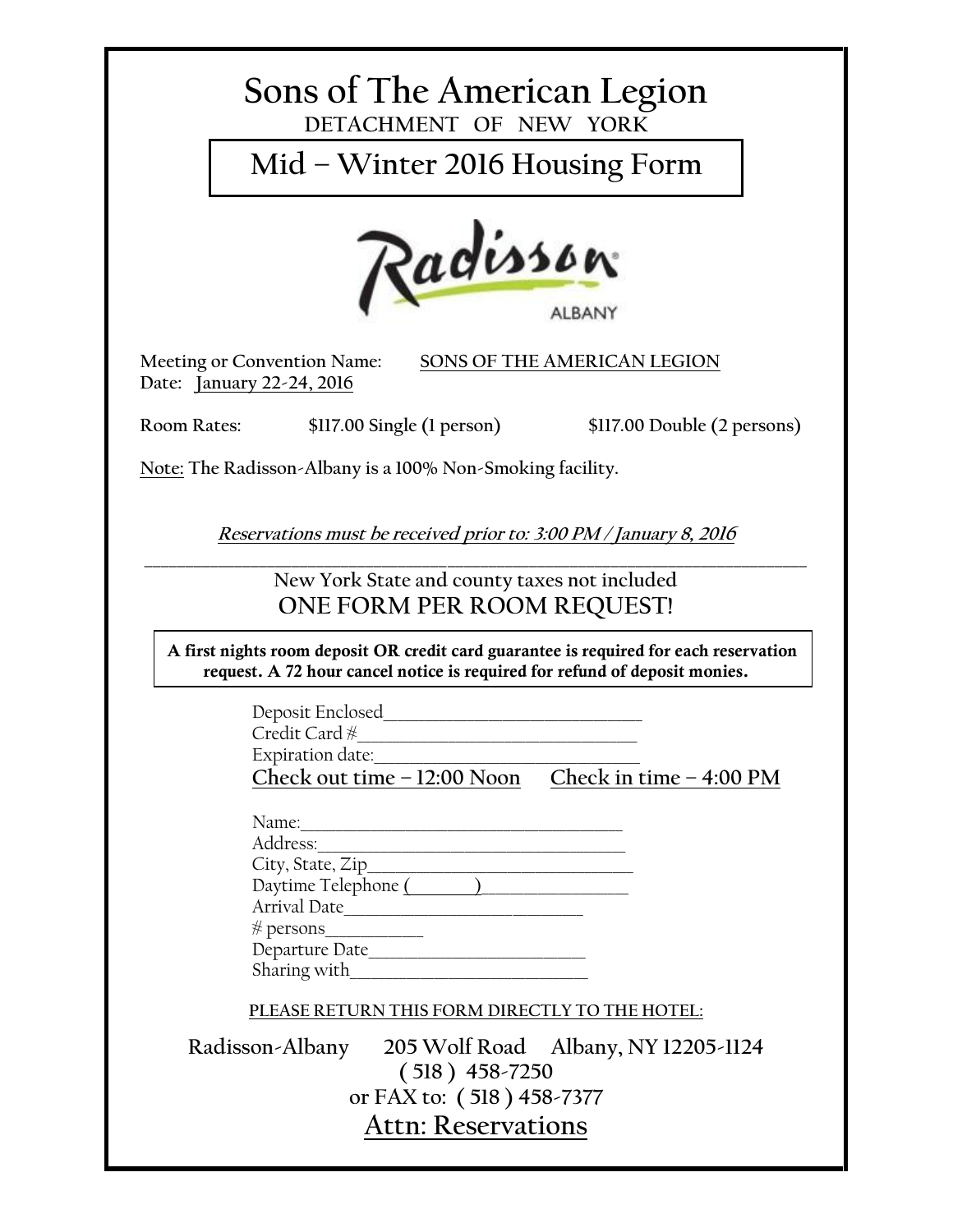# Sons of The American Legion

**DETACHMENT OF NEW YORK**

## Mid – Winter 2016 Housing Form

Radisson
ALBANY

Meeting or Convention Name: SONS OF THE AMERICAN LEGION
Date: January 22-24, 2016

Room Rates: $117.00 Single (1 person) $117.00 Double (2 persons)

Note: The Radisson-Albany is a 100% Non-Smoking facility.

***Reservations must be received prior to: 3:00 PM / January 8, 2016***

New York State and county taxes not included

ONE FORM PER ROOM REQUEST!

**A first nights room deposit OR credit card guarantee is required for each reservation request. A 72 hour cancel notice is required for refund of deposit monies.**

Deposit Enclosed______________________________
Credit Card #________________________________
Expiration date:______________________________

Check out time – 12:00 Noon Check in time – 4:00 PM

Name:_______________________________________
Address:_____________________________________
City, State, Zip______________________________
Daytime Telephone (________)_________________
Arrival Date___________________________
# persons___________
Departure Date_________________________
Sharing with___________________________

PLEASE RETURN THIS FORM DIRECTLY TO THE HOTEL:

Radisson-Albany 205 Wolf Road Albany, NY 12205-1124
( 518 ) 458-7250
or FAX to: ( 518 ) 458-7377
Attn: Reservations